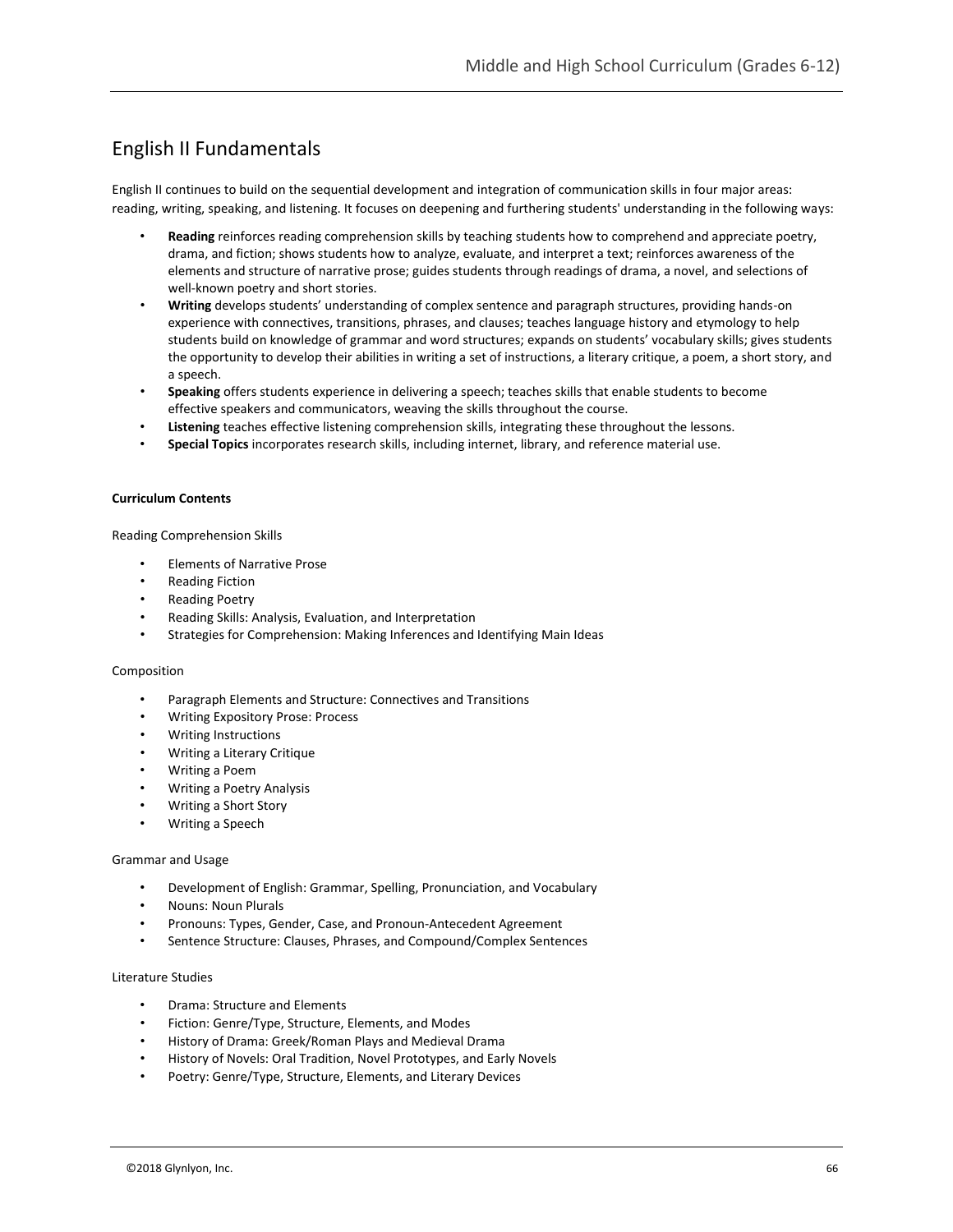# English II Fundamentals

English II continues to build on the sequential development and integration of communication skills in four major areas: reading, writing, speaking, and listening. It focuses on deepening and furthering students' understanding in the following ways:

- **Reading** reinforces reading comprehension skills by teaching students how to comprehend and appreciate poetry, drama, and fiction; shows students how to analyze, evaluate, and interpret a text; reinforces awareness of the elements and structure of narrative prose; guides students through readings of drama, a novel, and selections of well-known poetry and short stories.
- **Writing** develops students' understanding of complex sentence and paragraph structures, providing hands-on experience with connectives, transitions, phrases, and clauses; teaches language history and etymology to help students build on knowledge of grammar and word structures; expands on students' vocabulary skills; gives students the opportunity to develop their abilities in writing a set of instructions, a literary critique, a poem, a short story, and a speech.
- **Speaking** offers students experience in delivering a speech; teaches skills that enable students to become effective speakers and communicators, weaving the skills throughout the course.
- **Listening** teaches effective listening comprehension skills, integrating these throughout the lessons.
- **Special Topics** incorporates research skills, including internet, library, and reference material use.

**Curriculum Contents**

Reading Comprehension Skills

- Elements of Narrative Prose
- Reading Fiction
- Reading Poetry
- Reading Skills: Analysis, Evaluation, and Interpretation
- Strategies for Comprehension: Making Inferences and Identifying Main Ideas

Composition

- Paragraph Elements and Structure: Connectives and Transitions
- Writing Expository Prose: Process
- Writing Instructions
- Writing a Literary Critique
- Writing a Poem
- Writing a Poetry Analysis
- Writing a Short Story
- Writing a Speech

Grammar and Usage

- Development of English: Grammar, Spelling, Pronunciation, and Vocabulary
- Nouns: Noun Plurals
- Pronouns: Types, Gender, Case, and Pronoun-Antecedent Agreement
- Sentence Structure: Clauses, Phrases, and Compound/Complex Sentences

Literature Studies

- Drama: Structure and Elements
- Fiction: Genre/Type, Structure, Elements, and Modes
- History of Drama: Greek/Roman Plays and Medieval Drama
- History of Novels: Oral Tradition, Novel Prototypes, and Early Novels
- Poetry: Genre/Type, Structure, Elements, and Literary Devices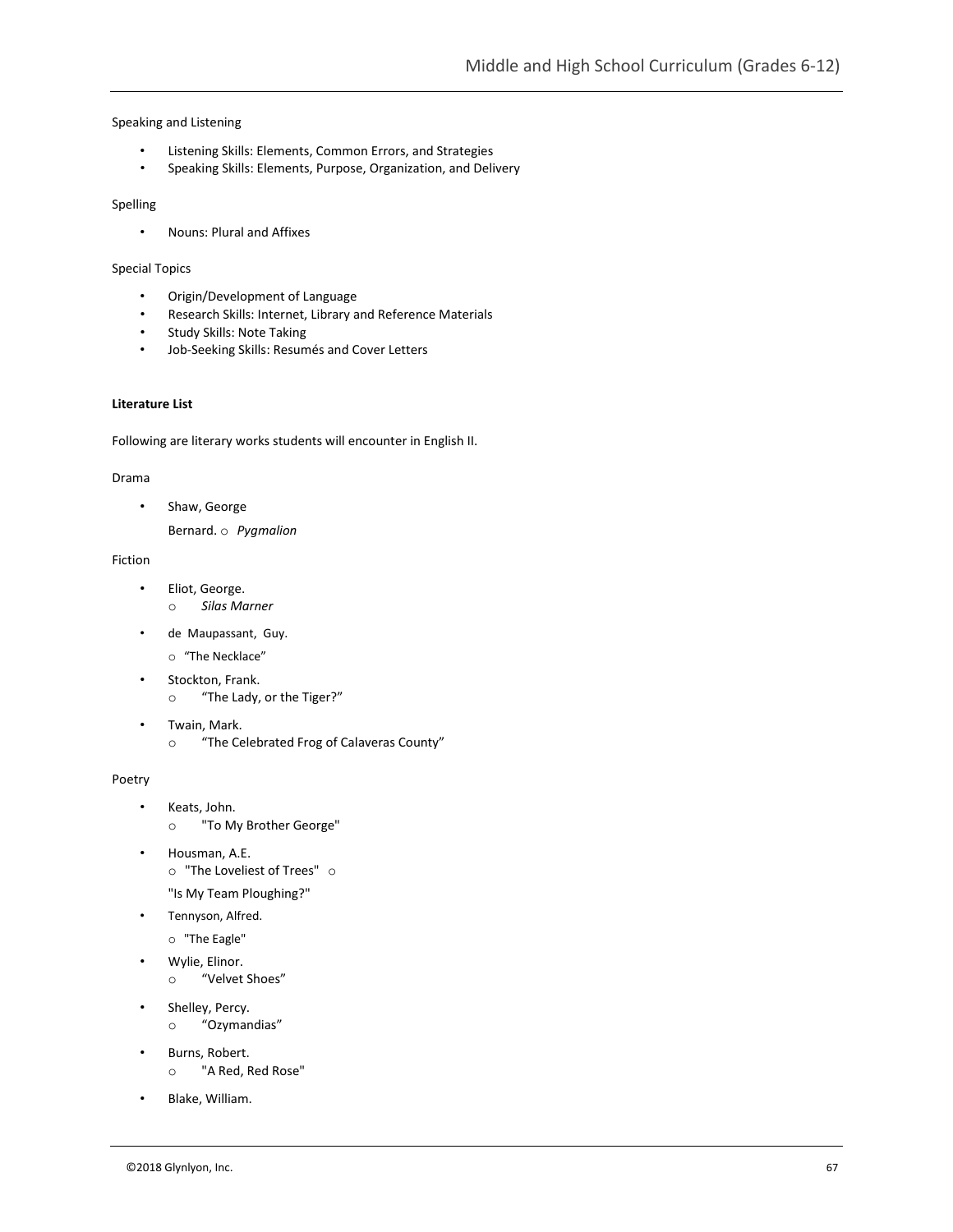Speaking and Listening

- Listening Skills: Elements, Common Errors, and Strategies
- Speaking Skills: Elements, Purpose, Organization, and Delivery

Spelling

- Nouns: Plural and Affixes

Special Topics

- Origin/Development of Language
- Research Skills: Internet, Library and Reference Materials
- Study Skills: Note Taking
- Job-Seeking Skills: Resumés and Cover Letters

**Literature List**

Following are literary works students will encounter in English II.

Drama

- Shaw, George Bernard.
  - *Pygmalion*

Fiction

- Eliot, George.
  - *Silas Marner*
- de Maupassant, Guy.
  - "The Necklace"
- Stockton, Frank.
  - "The Lady, or the Tiger?"
- Twain, Mark.
  - "The Celebrated Frog of Calaveras County"

Poetry

- Keats, John.
  - "To My Brother George"
- Housman, A.E.
  - "The Loveliest of Trees"
  - "Is My Team Ploughing?"
- Tennyson, Alfred.
  - "The Eagle"
- Wylie, Elinor.
  - "Velvet Shoes"
- Shelley, Percy.
  - "Ozymandias"
- Burns, Robert.
  - "A Red, Red Rose"
- Blake, William.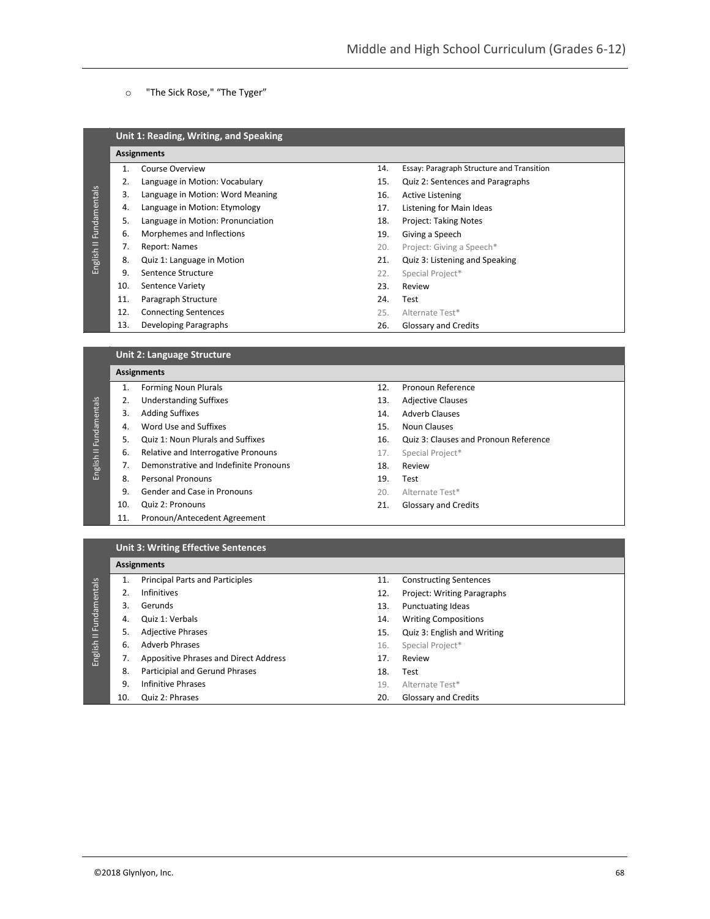- "The Sick Rose," "The Tyger"

| Unit 1: Reading, Writing, and Speaking | | | |
|---|---|---|---|
| **Assignments** | | | |
| 1. | Course Overview | 14. | Essay: Paragraph Structure and Transition |
| 2. | Language in Motion: Vocabulary | 15. | Quiz 2: Sentences and Paragraphs |
| 3. | Language in Motion: Word Meaning | 16. | Active Listening |
| 4. | Language in Motion: Etymology | 17. | Listening for Main Ideas |
| 5. | Language in Motion: Pronunciation | 18. | Project: Taking Notes |
| 6. | Morphemes and Inflections | 19. | Giving a Speech |
| 7. | Report: Names | 20. | Project: Giving a Speech* |
| 8. | Quiz 1: Language in Motion | 21. | Quiz 3: Listening and Speaking |
| 9. | Sentence Structure | 22. | Special Project* |
| 10. | Sentence Variety | 23. | Review |
| 11. | Paragraph Structure | 24. | Test |
| 12. | Connecting Sentences | 25. | Alternate Test* |
| 13. | Developing Paragraphs | 26. | Glossary and Credits |

| Unit 2: Language Structure | | | |
|---|---|---|---|
| **Assignments** | | | |
| 1. | Forming Noun Plurals | 12. | Pronoun Reference |
| 2. | Understanding Suffixes | 13. | Adjective Clauses |
| 3. | Adding Suffixes | 14. | Adverb Clauses |
| 4. | Word Use and Suffixes | 15. | Noun Clauses |
| 5. | Quiz 1: Noun Plurals and Suffixes | 16. | Quiz 3: Clauses and Pronoun Reference |
| 6. | Relative and Interrogative Pronouns | 17. | Special Project* |
| 7. | Demonstrative and Indefinite Pronouns | 18. | Review |
| 8. | Personal Pronouns | 19. | Test |
| 9. | Gender and Case in Pronouns | 20. | Alternate Test* |
| 10. | Quiz 2: Pronouns | 21. | Glossary and Credits |
| 11. | Pronoun/Antecedent Agreement | | |

| Unit 3: Writing Effective Sentences | | | |
|---|---|---|---|
| **Assignments** | | | |
| 1. | Principal Parts and Participles | 11. | Constructing Sentences |
| 2. | Infinitives | 12. | Project: Writing Paragraphs |
| 3. | Gerunds | 13. | Punctuating Ideas |
| 4. | Quiz 1: Verbals | 14. | Writing Compositions |
| 5. | Adjective Phrases | 15. | Quiz 3: English and Writing |
| 6. | Adverb Phrases | 16. | Special Project* |
| 7. | Appositive Phrases and Direct Address | 17. | Review |
| 8. | Participial and Gerund Phrases | 18. | Test |
| 9. | Infinitive Phrases | 19. | Alternate Test* |
| 10. | Quiz 2: Phrases | 20. | Glossary and Credits |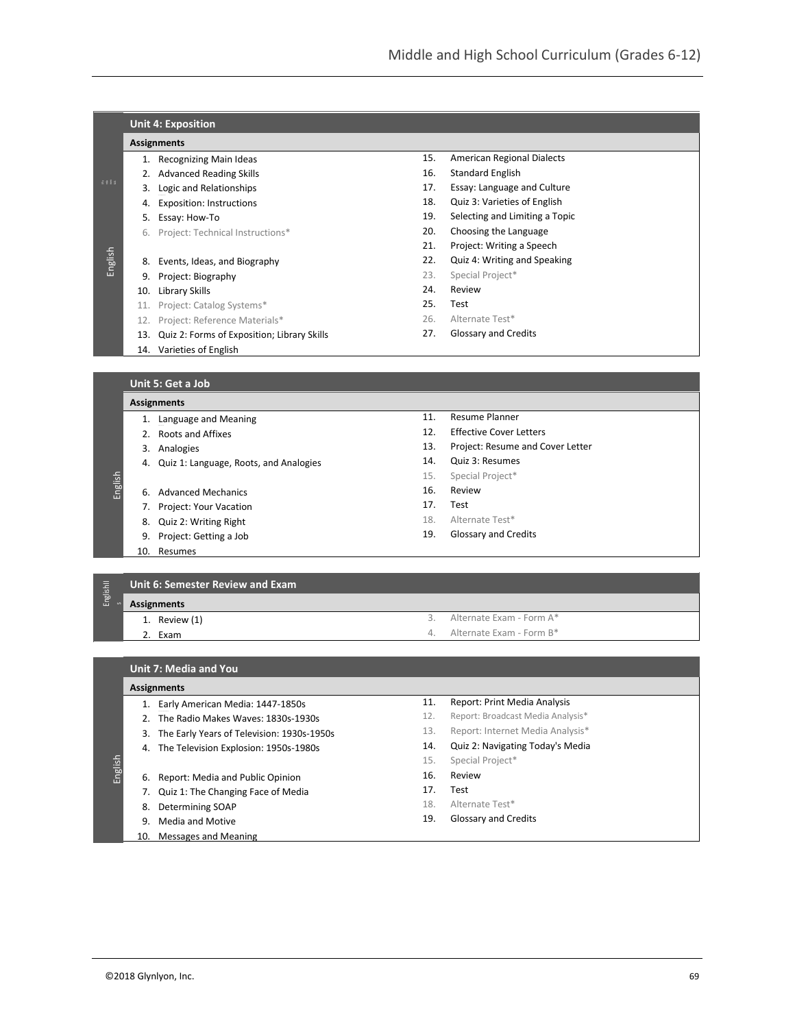## Unit 4: Exposition

**Assignments**

1. Recognizing Main Ideas
2. Advanced Reading Skills
3. Logic and Relationships
4. Exposition: Instructions
5. Essay: How-To
6. Project: Technical Instructions*
8. Events, Ideas, and Biography
9. Project: Biography
10. Library Skills
11. Project: Catalog Systems*
12. Project: Reference Materials*
13. Quiz 2: Forms of Exposition; Library Skills
14. Varieties of English
15. American Regional Dialects
16. Standard English
17. Essay: Language and Culture
18. Quiz 3: Varieties of English
19. Selecting and Limiting a Topic
20. Choosing the Language
21. Project: Writing a Speech
22. Quiz 4: Writing and Speaking
23. Special Project*
24. Review
25. Test
26. Alternate Test*
27. Glossary and Credits

## Unit 5: Get a Job

**Assignments**

1. Language and Meaning
2. Roots and Affixes
3. Analogies
4. Quiz 1: Language, Roots, and Analogies
6. Advanced Mechanics
7. Project: Your Vacation
8. Quiz 2: Writing Right
9. Project: Getting a Job
10. Resumes
11. Resume Planner
12. Effective Cover Letters
13. Project: Resume and Cover Letter
14. Quiz 3: Resumes
15. Special Project*
16. Review
17. Test
18. Alternate Test*
19. Glossary and Credits

## Unit 6: Semester Review and Exam

**Assignments**

1. Review (1)
2. Exam
3. Alternate Exam - Form A*
4. Alternate Exam - Form B*

## Unit 7: Media and You

**Assignments**

1. Early American Media: 1447-1850s
2. The Radio Makes Waves: 1830s-1930s
3. The Early Years of Television: 1930s-1950s
4. The Television Explosion: 1950s-1980s
6. Report: Media and Public Opinion
7. Quiz 1: The Changing Face of Media
8. Determining SOAP
9. Media and Motive
10. Messages and Meaning
11. Report: Print Media Analysis
12. Report: Broadcast Media Analysis*
13. Report: Internet Media Analysis*
14. Quiz 2: Navigating Today's Media
15. Special Project*
16. Review
17. Test
18. Alternate Test*
19. Glossary and Credits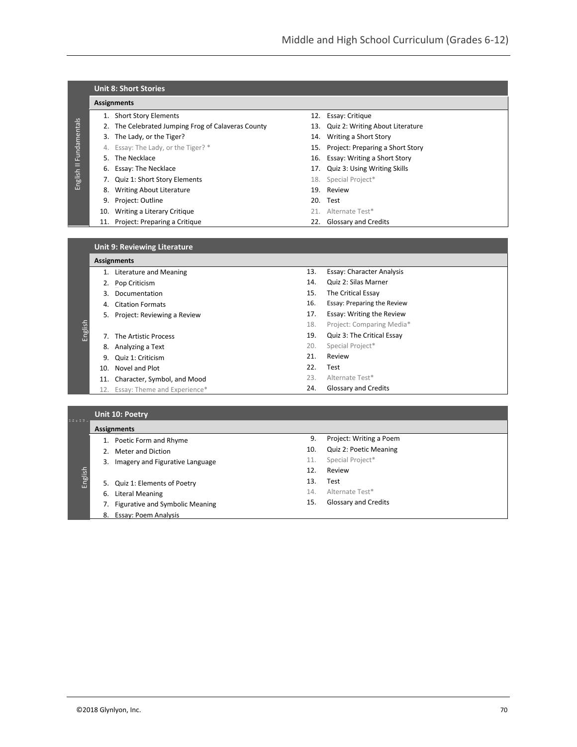English II Fundamentals

## Unit 8: Short Stories

**Assignments**

1. Short Story Elements
2. The Celebrated Jumping Frog of Calaveras County
3. The Lady, or the Tiger?
4. Essay: The Lady, or the Tiger? *
5. The Necklace
6. Essay: The Necklace
7. Quiz 1: Short Story Elements
8. Writing About Literature
9. Project: Outline
10. Writing a Literary Critique
11. Project: Preparing a Critique
12. Essay: Critique
13. Quiz 2: Writing About Literature
14. Writing a Short Story
15. Project: Preparing a Short Story
16. Essay: Writing a Short Story
17. Quiz 3: Using Writing Skills
18. Special Project*
19. Review
20. Test
21. Alternate Test*
22. Glossary and Credits

English

## Unit 9: Reviewing Literature

**Assignments**

1. Literature and Meaning
2. Pop Criticism
3. Documentation
4. Citation Formats
5. Project: Reviewing a Review
7. The Artistic Process
8. Analyzing a Text
9. Quiz 1: Criticism
10. Novel and Plot
11. Character, Symbol, and Mood
12. Essay: Theme and Experience*
13. Essay: Character Analysis
14. Quiz 2: Silas Marner
15. The Critical Essay
16. Essay: Preparing the Review
17. Essay: Writing the Review
18. Project: Comparing Media*
19. Quiz 3: The Critical Essay
20. Special Project*
21. Review
22. Test
23. Alternate Test*
24. Glossary and Credits

English

## Unit 10: Poetry

**Assignments**

1. Poetic Form and Rhyme
2. Meter and Diction
3. Imagery and Figurative Language
5. Quiz 1: Elements of Poetry
6. Literal Meaning
7. Figurative and Symbolic Meaning
8. Essay: Poem Analysis
9. Project: Writing a Poem
10. Quiz 2: Poetic Meaning
11. Special Project*
12. Review
13. Test
14. Alternate Test*
15. Glossary and Credits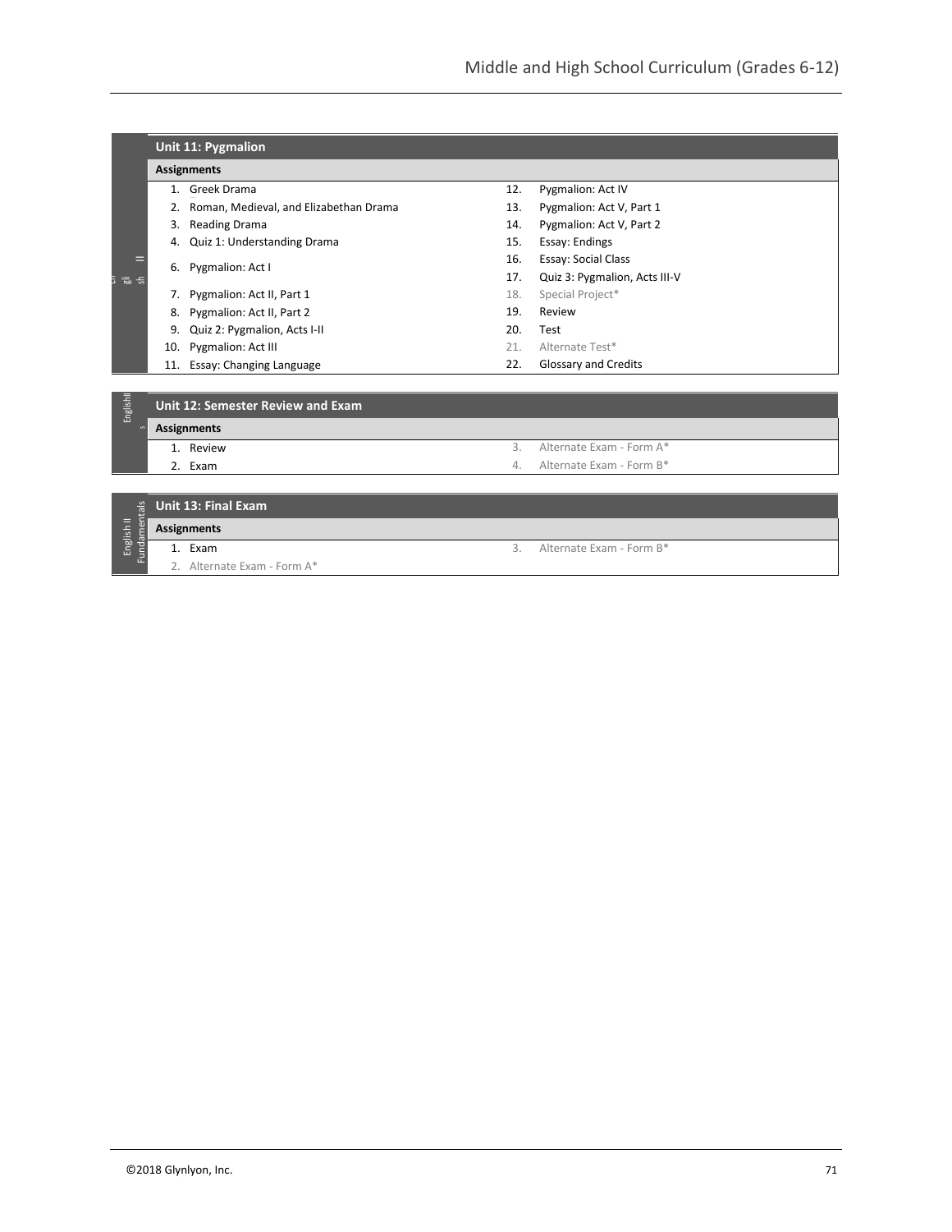## Unit 11: Pygmalion

**Assignments**

| | |
|---|---|
| 1. Greek Drama | 12. Pygmalion: Act IV |
| 2. Roman, Medieval, and Elizabethan Drama | 13. Pygmalion: Act V, Part 1 |
| 3. Reading Drama | 14. Pygmalion: Act V, Part 2 |
| 4. Quiz 1: Understanding Drama | 15. Essay: Endings |
| 6. Pygmalion: Act I | 16. Essay: Social Class |
| | 17. Quiz 3: Pygmalion, Acts III-V |
| 7. Pygmalion: Act II, Part 1 | 18. Special Project* |
| 8. Pygmalion: Act II, Part 2 | 19. Review |
| 9. Quiz 2: Pygmalion, Acts I-II | 20. Test |
| 10. Pygmalion: Act III | 21. Alternate Test* |
| 11. Essay: Changing Language | 22. Glossary and Credits |

## Unit 12: Semester Review and Exam

**Assignments**

| | |
|---|---|
| 1. Review | 3. Alternate Exam - Form A* |
| 2. Exam | 4. Alternate Exam - Form B* |

## Unit 13: Final Exam

**Assignments**

| | |
|---|---|
| 1. Exam | 3. Alternate Exam - Form B* |
| 2. Alternate Exam - Form A* | |